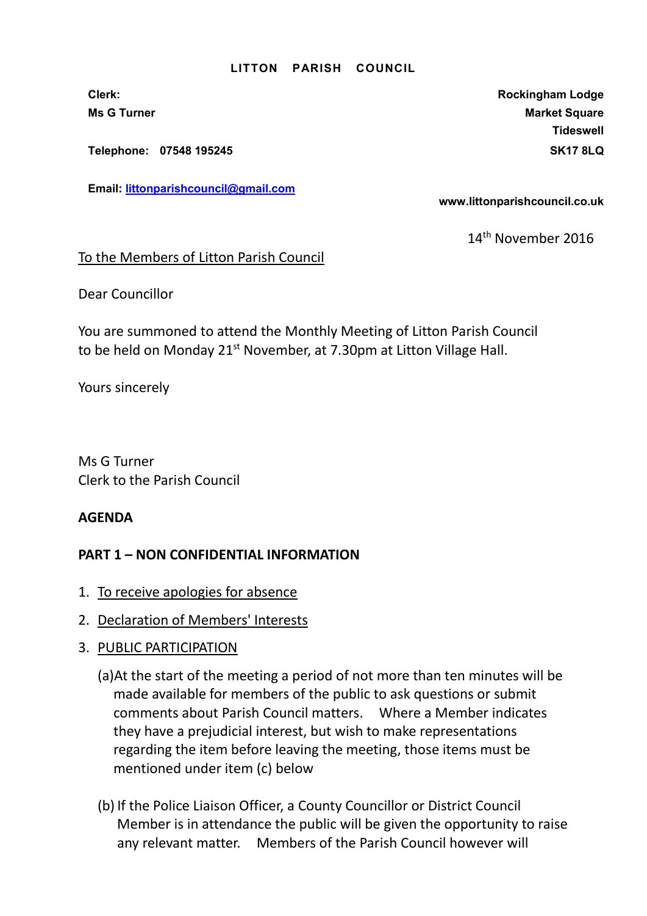# LITTON PARISH COUNCIL

**Clerk:**
**Ms G Turner**

**Telephone: 07548 195245**

**Email: littonparishcouncil@gmail.com**

**Rockingham Lodge**
**Market Square**
**Tideswell**
**SK17 8LQ**

**www.littonparishcouncil.co.uk**

14th November 2016

To the Members of Litton Parish Council

Dear Councillor

You are summoned to attend the Monthly Meeting of Litton Parish Council to be held on Monday 21st November, at 7.30pm at Litton Village Hall.

Yours sincerely

Ms G Turner
Clerk to the Parish Council

**AGENDA**

**PART 1 – NON CONFIDENTIAL INFORMATION**

1. To receive apologies for absence
2. Declaration of Members' Interests
3. PUBLIC PARTICIPATION

   (a) At the start of the meeting a period of not more than ten minutes will be made available for members of the public to ask questions or submit comments about Parish Council matters. Where a Member indicates they have a prejudicial interest, but wish to make representations regarding the item before leaving the meeting, those items must be mentioned under item (c) below

   (b) If the Police Liaison Officer, a County Councillor or District Council Member is in attendance the public will be given the opportunity to raise any relevant matter. Members of the Parish Council however will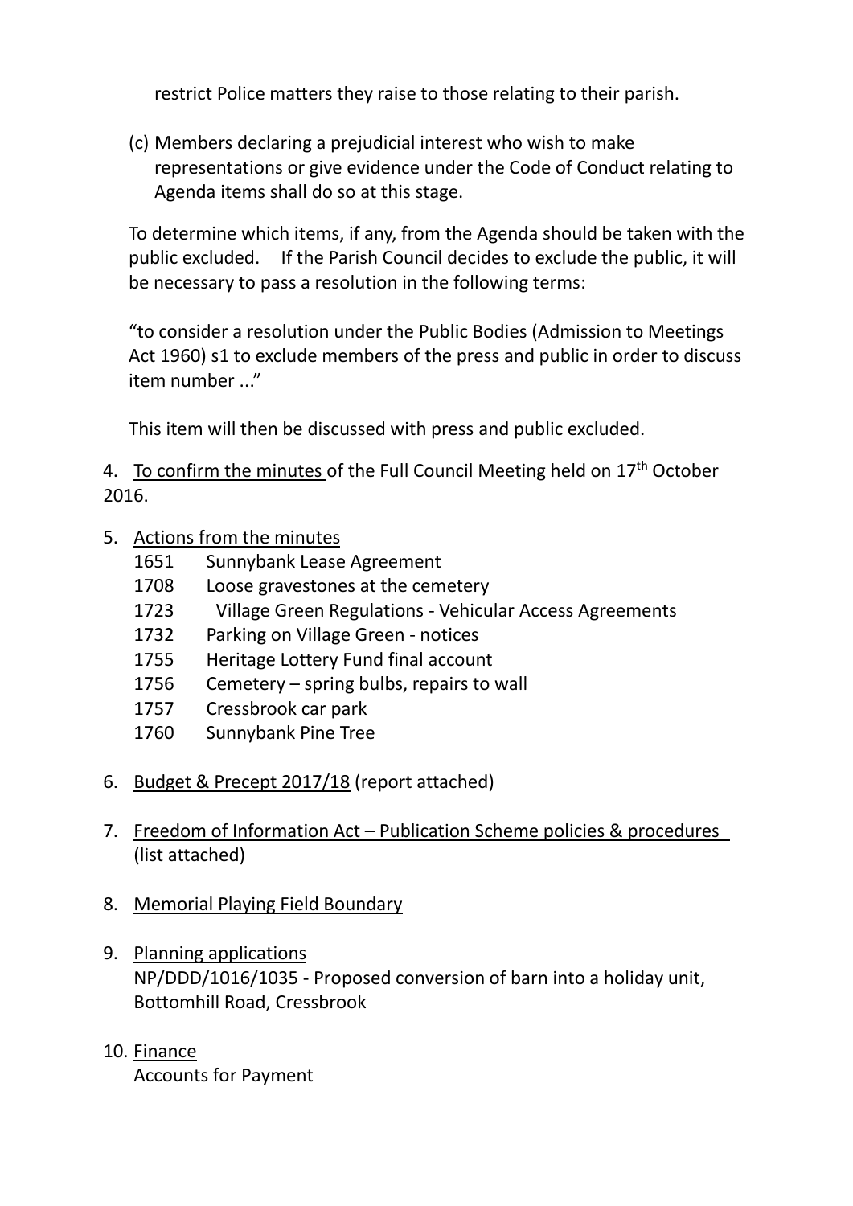restrict Police matters they raise to those relating to their parish.

(c) Members declaring a prejudicial interest who wish to make representations or give evidence under the Code of Conduct relating to Agenda items shall do so at this stage.

To determine which items, if any, from the Agenda should be taken with the public excluded. If the Parish Council decides to exclude the public, it will be necessary to pass a resolution in the following terms:

"to consider a resolution under the Public Bodies (Admission to Meetings Act 1960) s1 to exclude members of the press and public in order to discuss item number ..."

This item will then be discussed with press and public excluded.

4. <u>To confirm the minutes</u> of the Full Council Meeting held on 17th October 2016.

5. <u>Actions from the minutes</u>
   - 1651 Sunnybank Lease Agreement
   - 1708 Loose gravestones at the cemetery
   - 1723 Village Green Regulations - Vehicular Access Agreements
   - 1732 Parking on Village Green - notices
   - 1755 Heritage Lottery Fund final account
   - 1756 Cemetery – spring bulbs, repairs to wall
   - 1757 Cressbrook car park
   - 1760 Sunnybank Pine Tree

6. <u>Budget & Precept 2017/18</u> (report attached)

7. <u>Freedom of Information Act – Publication Scheme policies & procedures</u> (list attached)

8. <u>Memorial Playing Field Boundary</u>

9. <u>Planning applications</u>
   NP/DDD/1016/1035 - Proposed conversion of barn into a holiday unit, Bottomhill Road, Cressbrook

10. <u>Finance</u>
    Accounts for Payment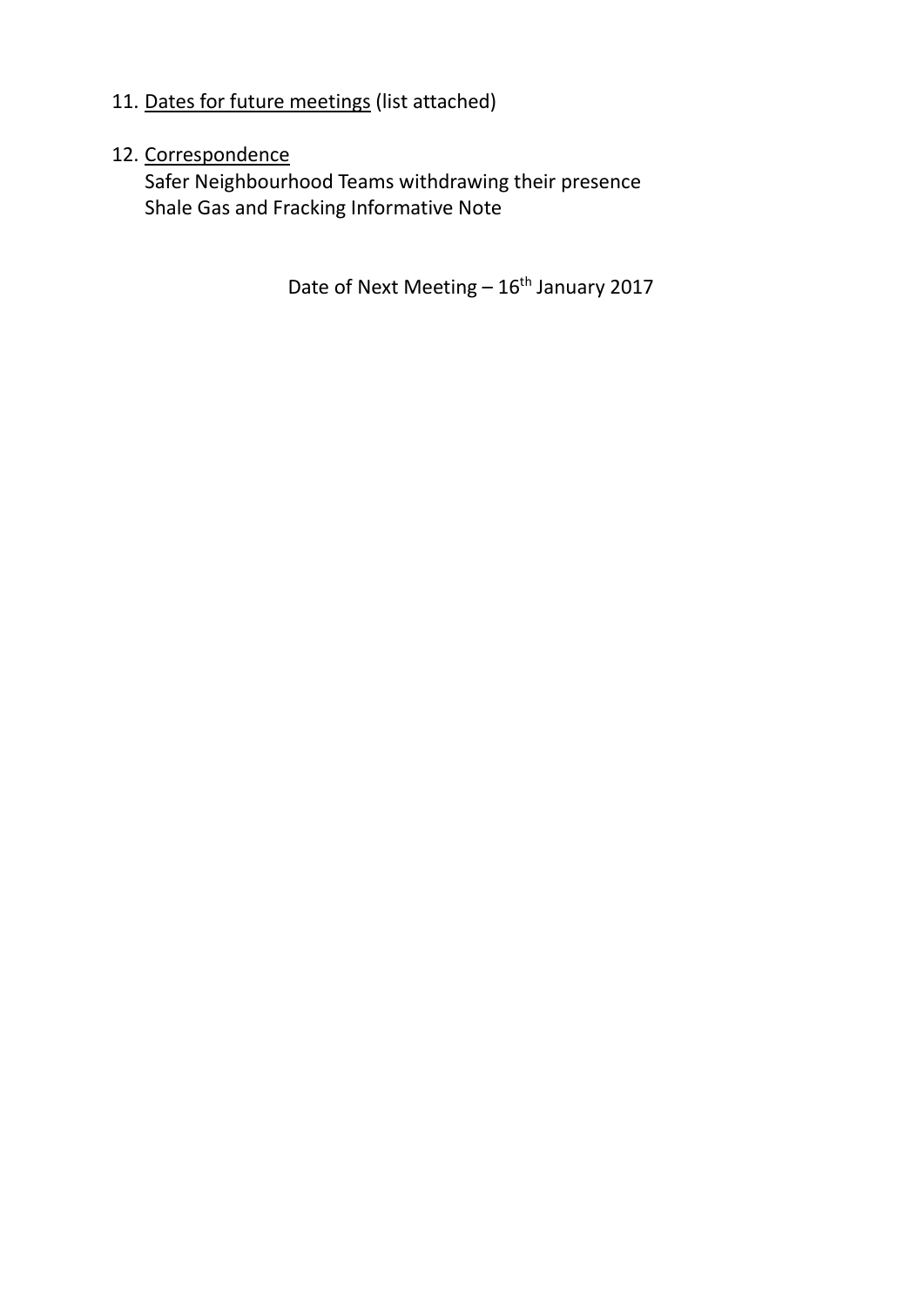11. <u>Dates for future meetings</u> (list attached)

12. <u>Correspondence</u>
    Safer Neighbourhood Teams withdrawing their presence
    Shale Gas and Fracking Informative Note

Date of Next Meeting – 16th January 2017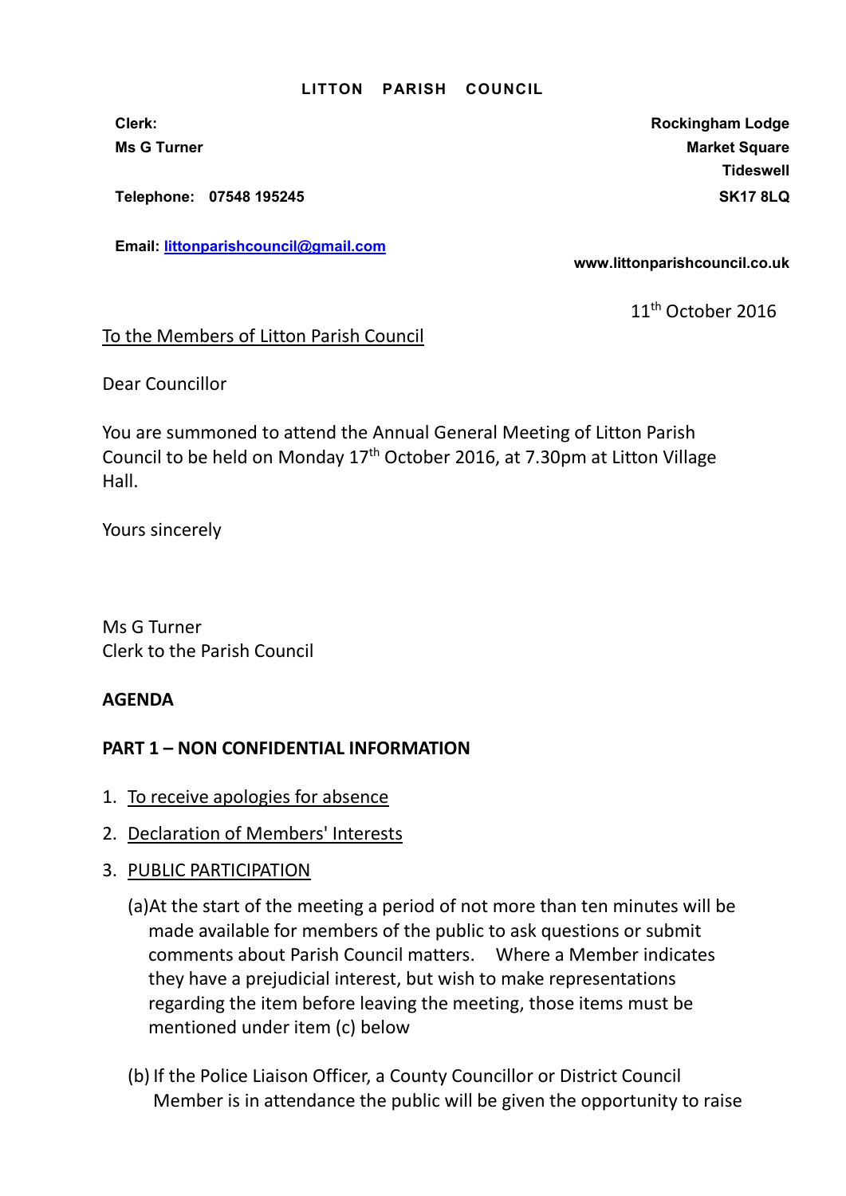**LITTON PARISH COUNCIL**

**Clerk:**
**Ms G Turner**

**Telephone: 07548 195245**

**Email: littonparishcouncil@gmail.com**

**Rockingham Lodge**
**Market Square**
**Tideswell**
**SK17 8LQ**

**www.littonparishcouncil.co.uk**

11th October 2016

To the Members of Litton Parish Council

Dear Councillor

You are summoned to attend the Annual General Meeting of Litton Parish Council to be held on Monday 17th October 2016, at 7.30pm at Litton Village Hall.

Yours sincerely

Ms G Turner
Clerk to the Parish Council

**AGENDA**

**PART 1 – NON CONFIDENTIAL INFORMATION**

1. To receive apologies for absence
2. Declaration of Members' Interests
3. PUBLIC PARTICIPATION

   (a) At the start of the meeting a period of not more than ten minutes will be made available for members of the public to ask questions or submit comments about Parish Council matters. Where a Member indicates they have a prejudicial interest, but wish to make representations regarding the item before leaving the meeting, those items must be mentioned under item (c) below

   (b) If the Police Liaison Officer, a County Councillor or District Council Member is in attendance the public will be given the opportunity to raise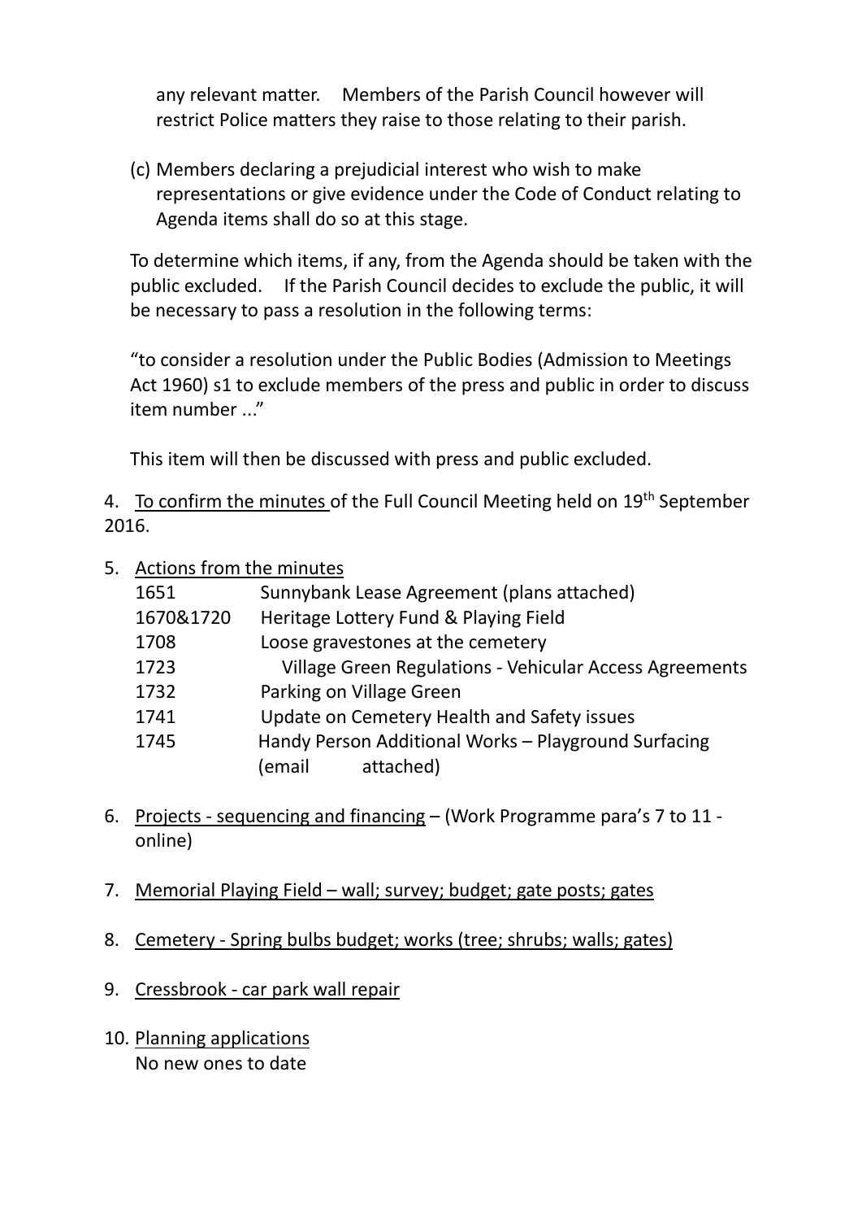any relevant matter. Members of the Parish Council however will restrict Police matters they raise to those relating to their parish.

(c) Members declaring a prejudicial interest who wish to make representations or give evidence under the Code of Conduct relating to Agenda items shall do so at this stage.

To determine which items, if any, from the Agenda should be taken with the public excluded. If the Parish Council decides to exclude the public, it will be necessary to pass a resolution in the following terms:

"to consider a resolution under the Public Bodies (Admission to Meetings Act 1960) s1 to exclude members of the press and public in order to discuss item number ..."

This item will then be discussed with press and public excluded.

4. <u>To confirm the minutes</u> of the Full Council Meeting held on 19th September 2016.

5. <u>Actions from the minutes</u>

| | |
|---|---|
| 1651 | Sunnybank Lease Agreement (plans attached) |
| 1670&1720 | Heritage Lottery Fund & Playing Field |
| 1708 | Loose gravestones at the cemetery |
| 1723 | Village Green Regulations - Vehicular Access Agreements |
| 1732 | Parking on Village Green |
| 1741 | Update on Cemetery Health and Safety issues |
| 1745 | Handy Person Additional Works – Playground Surfacing (email attached) |

6. <u>Projects - sequencing and financing</u> – (Work Programme para's 7 to 11 - online)

7. <u>Memorial Playing Field – wall; survey; budget; gate posts; gates</u>

8. <u>Cemetery - Spring bulbs budget; works (tree; shrubs; walls; gates)</u>

9. <u>Cressbrook - car park wall repair</u>

10. <u>Planning applications</u>
    No new ones to date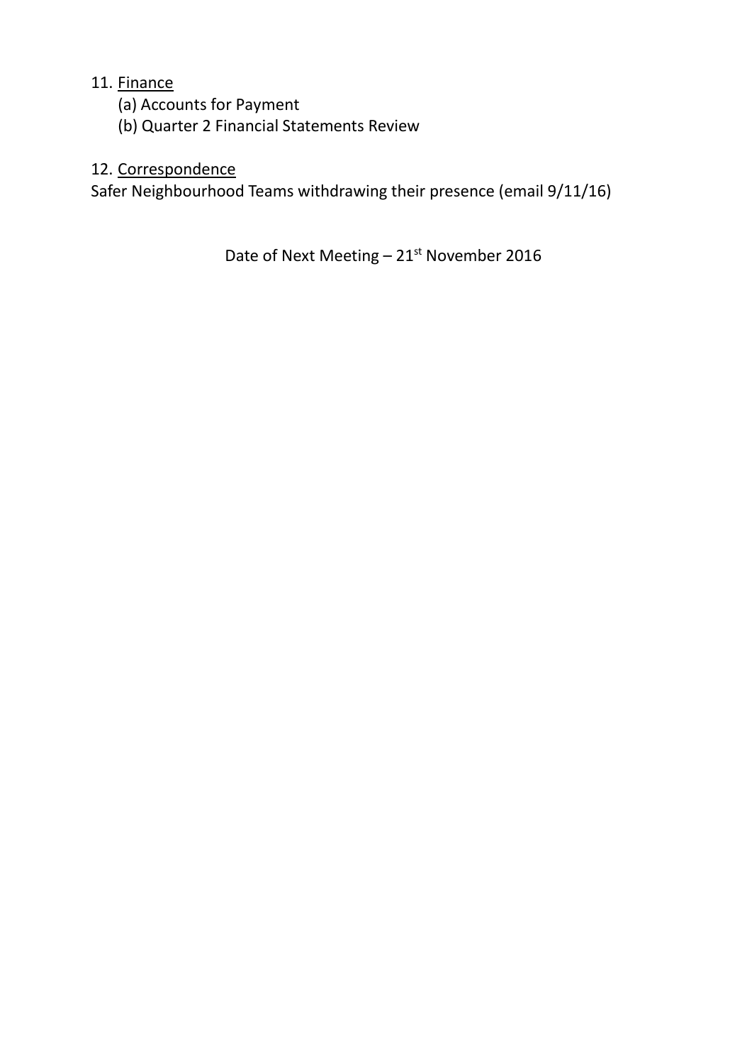11. Finance
    (a) Accounts for Payment
    (b) Quarter 2 Financial Statements Review

12. Correspondence

Safer Neighbourhood Teams withdrawing their presence (email 9/11/16)

Date of Next Meeting – 21st November 2016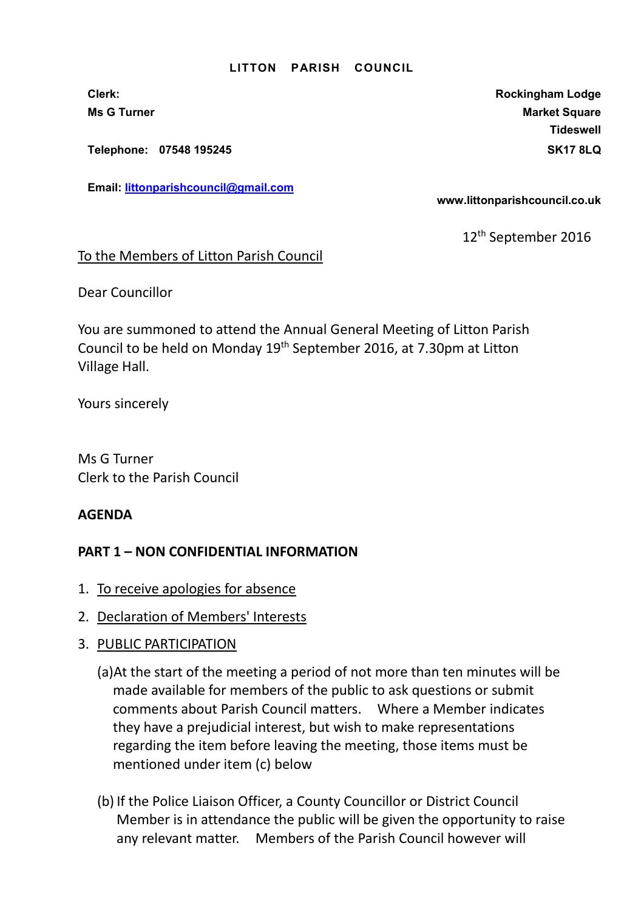**LITTON PARISH COUNCIL**

**Clerk:**
**Ms G Turner**

**Telephone: 07548 195245**

**Email: littonparishcouncil@gmail.com**

**Rockingham Lodge**
**Market Square**
**Tideswell**
**SK17 8LQ**

**www.littonparishcouncil.co.uk**

12th September 2016

To the Members of Litton Parish Council

Dear Councillor

You are summoned to attend the Annual General Meeting of Litton Parish Council to be held on Monday 19th September 2016, at 7.30pm at Litton Village Hall.

Yours sincerely

Ms G Turner
Clerk to the Parish Council

**AGENDA**

**PART 1 – NON CONFIDENTIAL INFORMATION**

1. To receive apologies for absence
2. Declaration of Members' Interests
3. PUBLIC PARTICIPATION

   (a)At the start of the meeting a period of not more than ten minutes will be made available for members of the public to ask questions or submit comments about Parish Council matters. Where a Member indicates they have a prejudicial interest, but wish to make representations regarding the item before leaving the meeting, those items must be mentioned under item (c) below

   (b) If the Police Liaison Officer, a County Councillor or District Council Member is in attendance the public will be given the opportunity to raise any relevant matter. Members of the Parish Council however will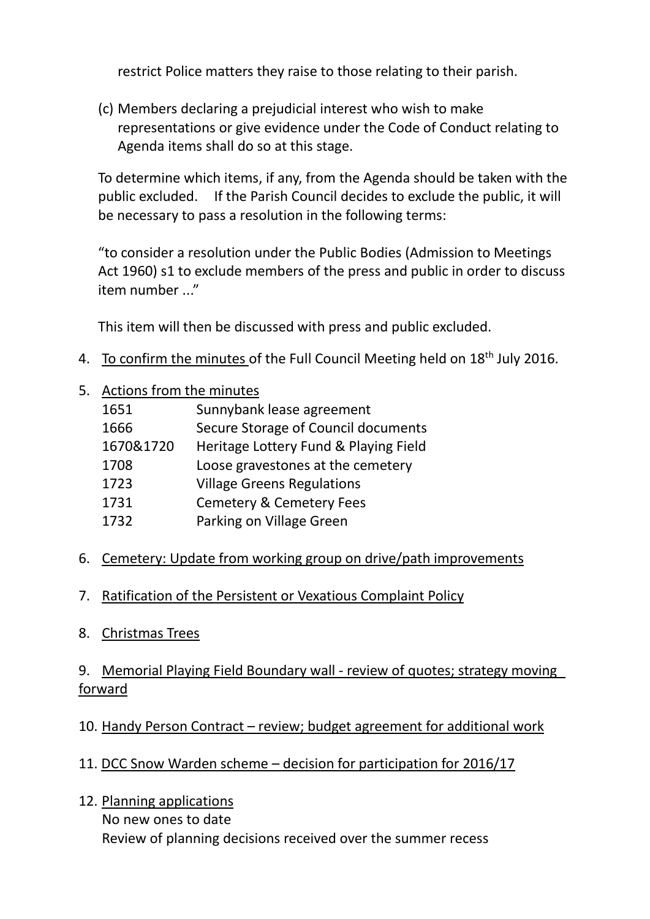restrict Police matters they raise to those relating to their parish.

(c) Members declaring a prejudicial interest who wish to make representations or give evidence under the Code of Conduct relating to Agenda items shall do so at this stage.

To determine which items, if any, from the Agenda should be taken with the public excluded. If the Parish Council decides to exclude the public, it will be necessary to pass a resolution in the following terms:

"to consider a resolution under the Public Bodies (Admission to Meetings Act 1960) s1 to exclude members of the press and public in order to discuss item number ..."

This item will then be discussed with press and public excluded.

4. <u>To confirm the minutes</u> of the Full Council Meeting held on 18th July 2016.

5. <u>Actions from the minutes</u>

| | |
|---|---|
| 1651 | Sunnybank lease agreement |
| 1666 | Secure Storage of Council documents |
| 1670&1720 | Heritage Lottery Fund & Playing Field |
| 1708 | Loose gravestones at the cemetery |
| 1723 | Village Greens Regulations |
| 1731 | Cemetery & Cemetery Fees |
| 1732 | Parking on Village Green |

6. <u>Cemetery: Update from working group on drive/path improvements</u>

7. <u>Ratification of the Persistent or Vexatious Complaint Policy</u>

8. <u>Christmas Trees</u>

9. <u>Memorial Playing Field Boundary wall - review of quotes; strategy moving forward</u>

10. <u>Handy Person Contract – review; budget agreement for additional work</u>

11. <u>DCC Snow Warden scheme – decision for participation for 2016/17</u>

12. <u>Planning applications</u>
    No new ones to date
    Review of planning decisions received over the summer recess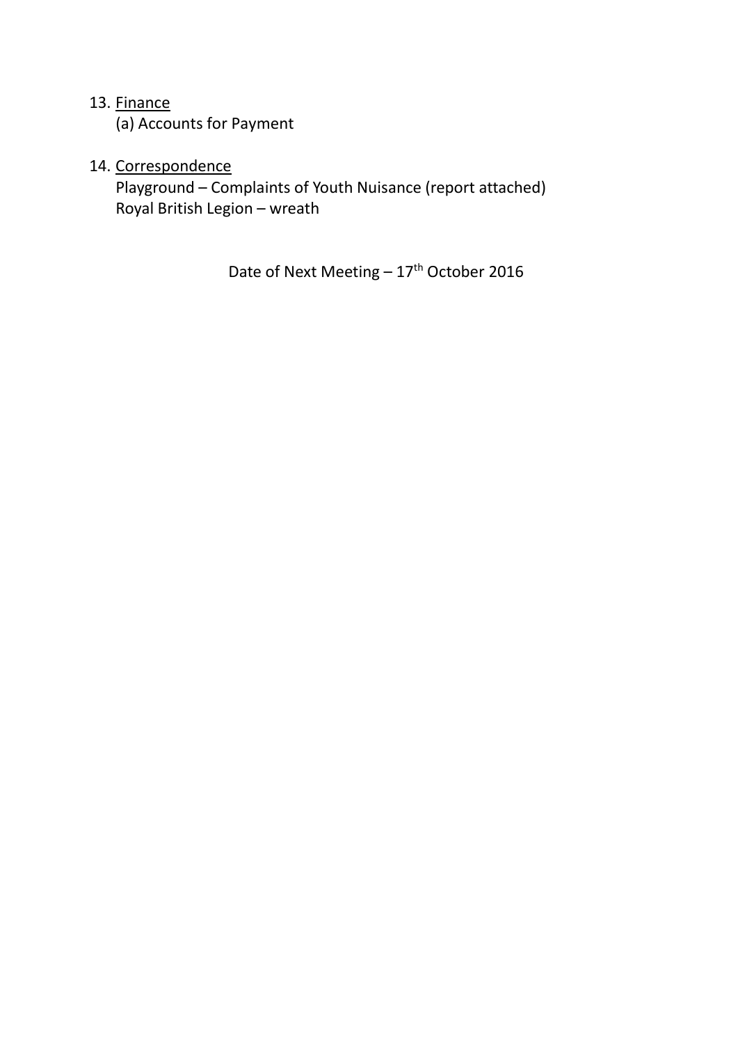13. Finance
    (a) Accounts for Payment

14. Correspondence
    Playground – Complaints of Youth Nuisance (report attached)
    Royal British Legion – wreath

Date of Next Meeting – 17th October 2016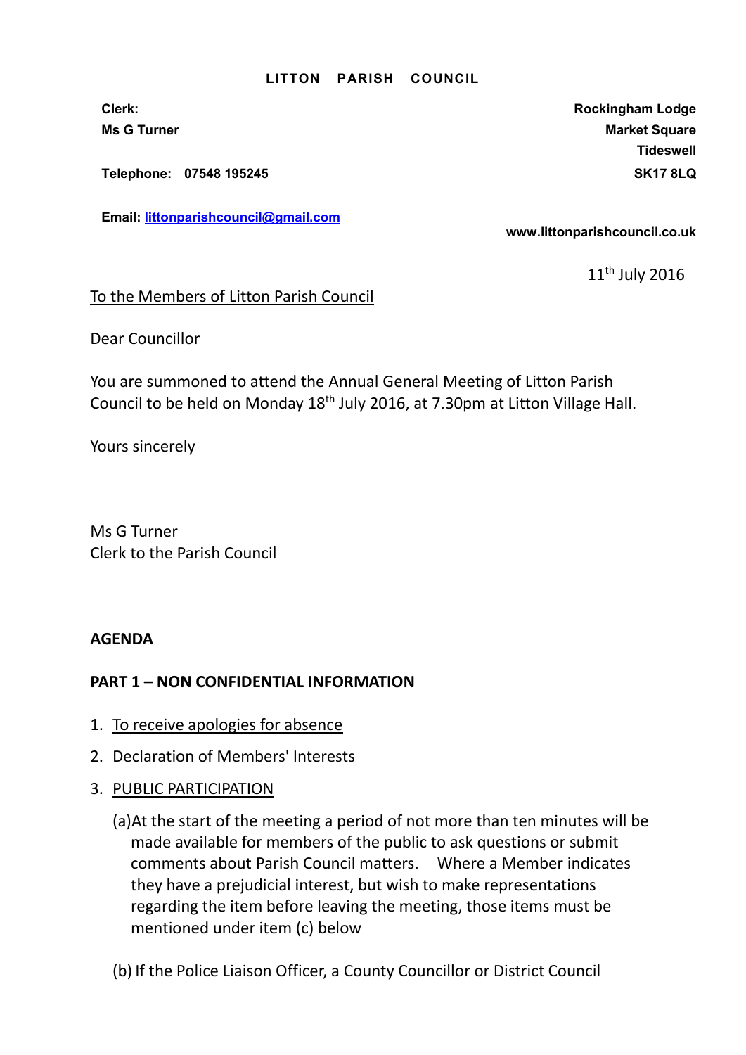**LITTON PARISH COUNCIL**

**Clerk:**
**Ms G Turner**

**Telephone: 07548 195245**

**Email: littonparishcouncil@gmail.com**

**Rockingham Lodge**
**Market Square**
**Tideswell**
**SK17 8LQ**

**www.littonparishcouncil.co.uk**

11th July 2016

To the Members of Litton Parish Council

Dear Councillor

You are summoned to attend the Annual General Meeting of Litton Parish Council to be held on Monday 18th July 2016, at 7.30pm at Litton Village Hall.

Yours sincerely

Ms G Turner
Clerk to the Parish Council

**AGENDA**

**PART 1 – NON CONFIDENTIAL INFORMATION**

1. To receive apologies for absence
2. Declaration of Members' Interests
3. PUBLIC PARTICIPATION

   (a) At the start of the meeting a period of not more than ten minutes will be made available for members of the public to ask questions or submit comments about Parish Council matters. Where a Member indicates they have a prejudicial interest, but wish to make representations regarding the item before leaving the meeting, those items must be mentioned under item (c) below

   (b) If the Police Liaison Officer, a County Councillor or District Council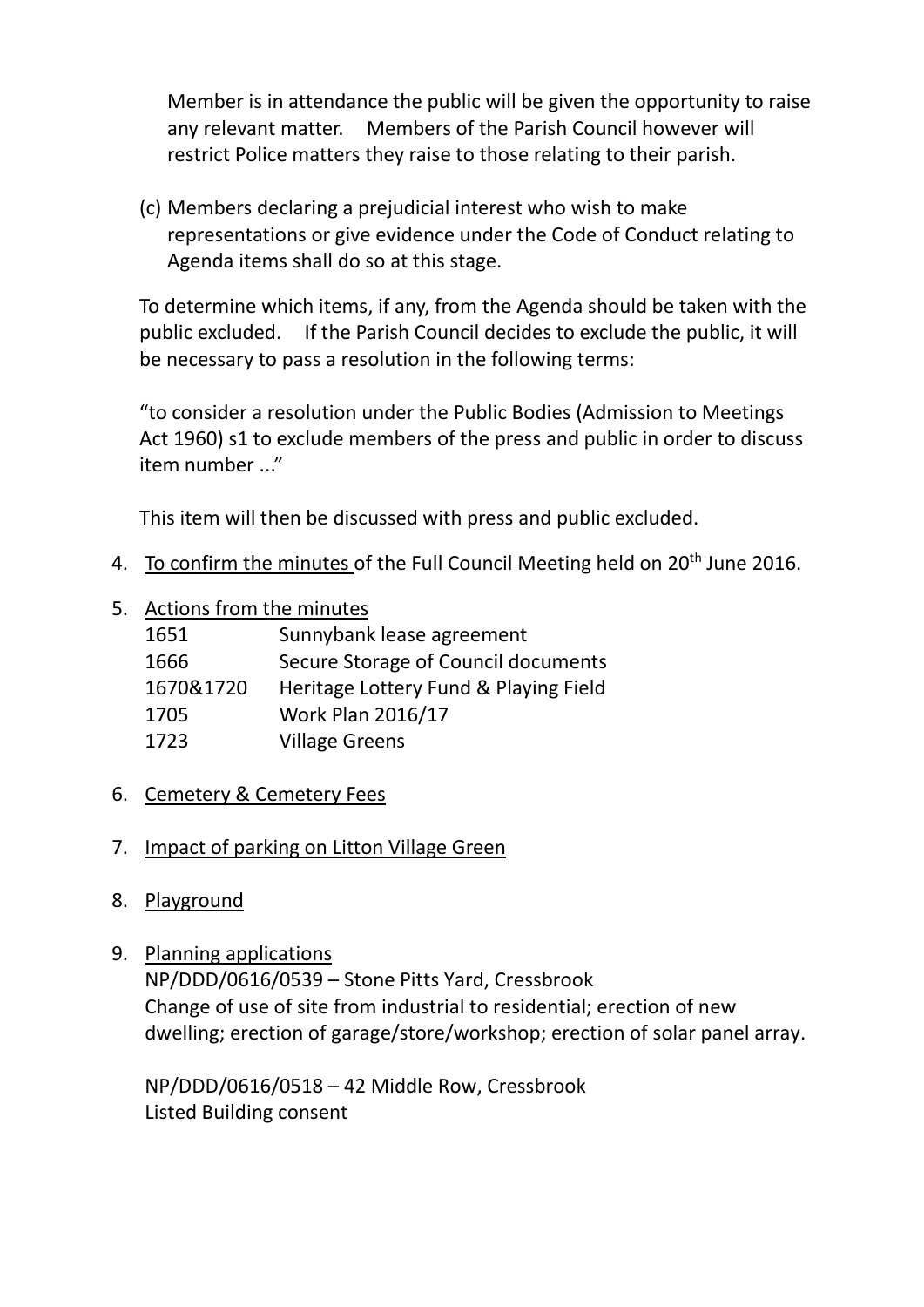Member is in attendance the public will be given the opportunity to raise any relevant matter. Members of the Parish Council however will restrict Police matters they raise to those relating to their parish.

(c) Members declaring a prejudicial interest who wish to make representations or give evidence under the Code of Conduct relating to Agenda items shall do so at this stage.

To determine which items, if any, from the Agenda should be taken with the public excluded. If the Parish Council decides to exclude the public, it will be necessary to pass a resolution in the following terms:

"to consider a resolution under the Public Bodies (Admission to Meetings Act 1960) s1 to exclude members of the press and public in order to discuss item number ..."

This item will then be discussed with press and public excluded.

4. To confirm the minutes of the Full Council Meeting held on 20th June 2016.

5. Actions from the minutes

| | |
|---|---|
| 1651 | Sunnybank lease agreement |
| 1666 | Secure Storage of Council documents |
| 1670&1720 | Heritage Lottery Fund & Playing Field |
| 1705 | Work Plan 2016/17 |
| 1723 | Village Greens |

6. Cemetery & Cemetery Fees

7. Impact of parking on Litton Village Green

8. Playground

9. Planning applications

   NP/DDD/0616/0539 – Stone Pitts Yard, Cressbrook
   Change of use of site from industrial to residential; erection of new dwelling; erection of garage/store/workshop; erection of solar panel array.

   NP/DDD/0616/0518 – 42 Middle Row, Cressbrook
   Listed Building consent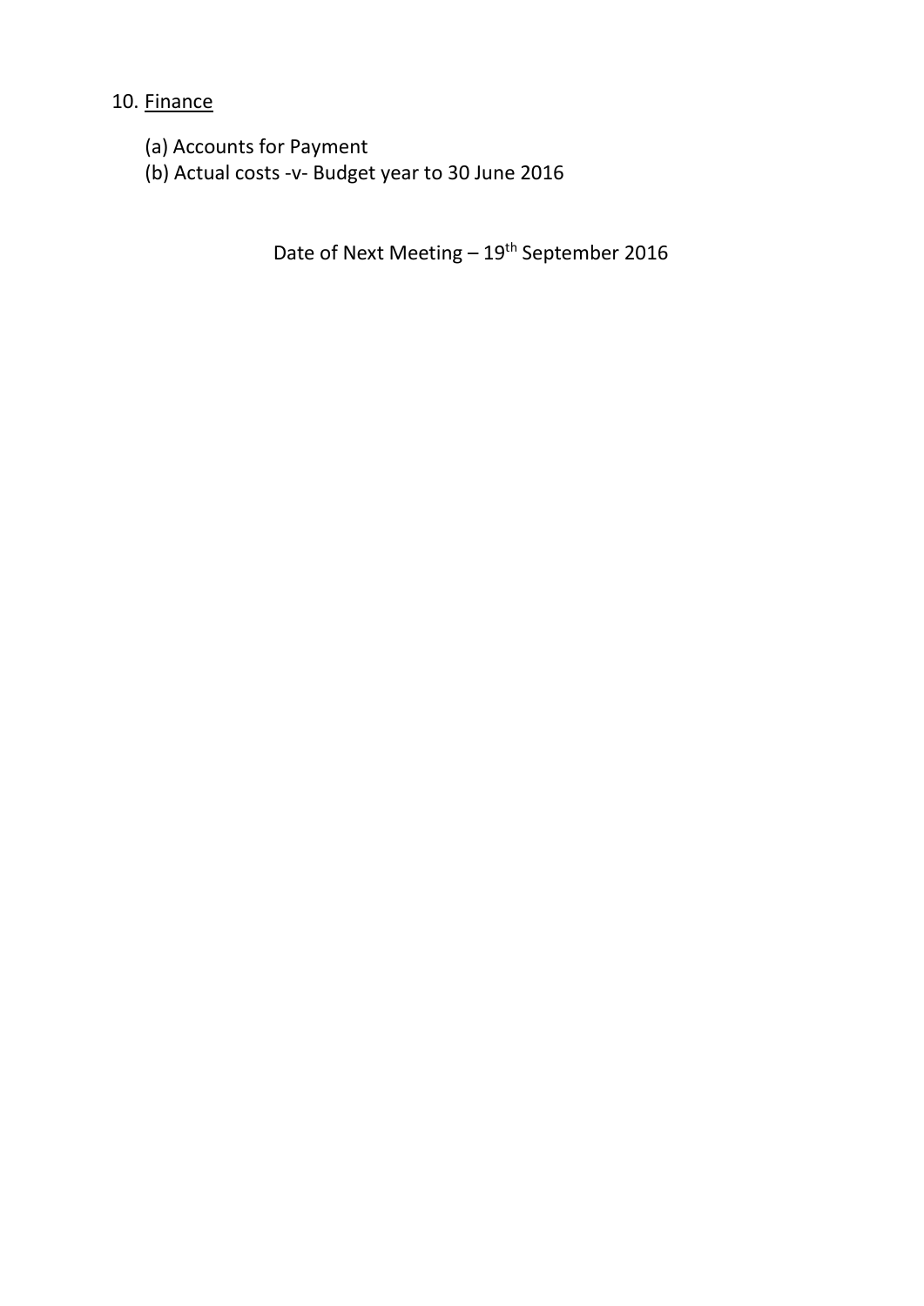10. Finance

   (a) Accounts for Payment
   (b) Actual costs -v- Budget year to 30 June 2016

Date of Next Meeting – 19th September 2016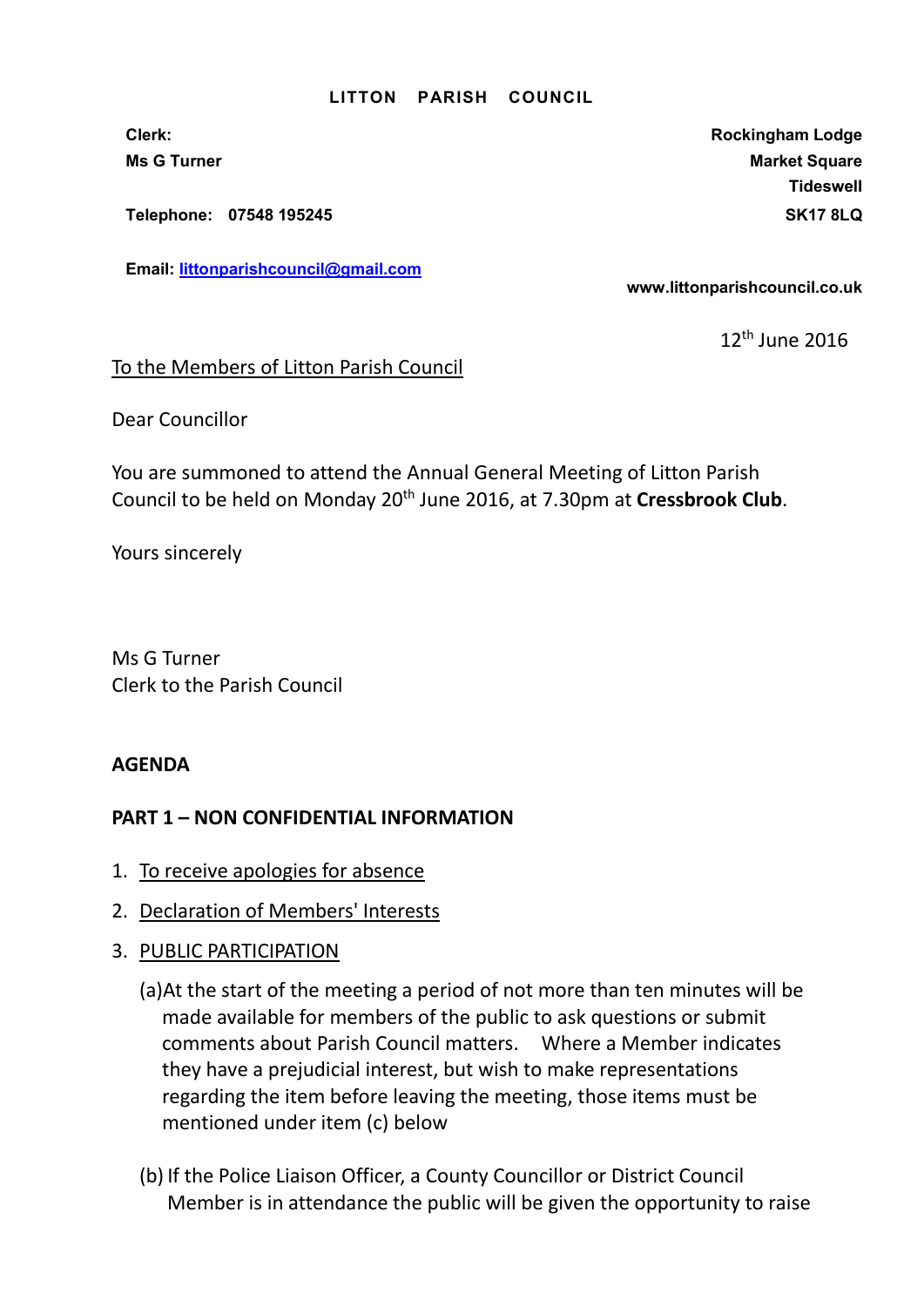**LITTON PARISH COUNCIL**

**Clerk:**
**Ms G Turner**

**Telephone: 07548 195245**

**Email: [littonparishcouncil@gmail.com](mailto:littonparishcouncil@gmail.com)**

**Rockingham Lodge**
**Market Square**
**Tideswell**
**SK17 8LQ**

**www.littonparishcouncil.co.uk**

12th June 2016

To the Members of Litton Parish Council

Dear Councillor

You are summoned to attend the Annual General Meeting of Litton Parish Council to be held on Monday 20th June 2016, at 7.30pm at **Cressbrook Club**.

Yours sincerely

Ms G Turner
Clerk to the Parish Council

**AGENDA**

**PART 1 – NON CONFIDENTIAL INFORMATION**

1. To receive apologies for absence
2. Declaration of Members' Interests
3. PUBLIC PARTICIPATION

   (a)At the start of the meeting a period of not more than ten minutes will be made available for members of the public to ask questions or submit comments about Parish Council matters. Where a Member indicates they have a prejudicial interest, but wish to make representations regarding the item before leaving the meeting, those items must be mentioned under item (c) below

   (b) If the Police Liaison Officer, a County Councillor or District Council Member is in attendance the public will be given the opportunity to raise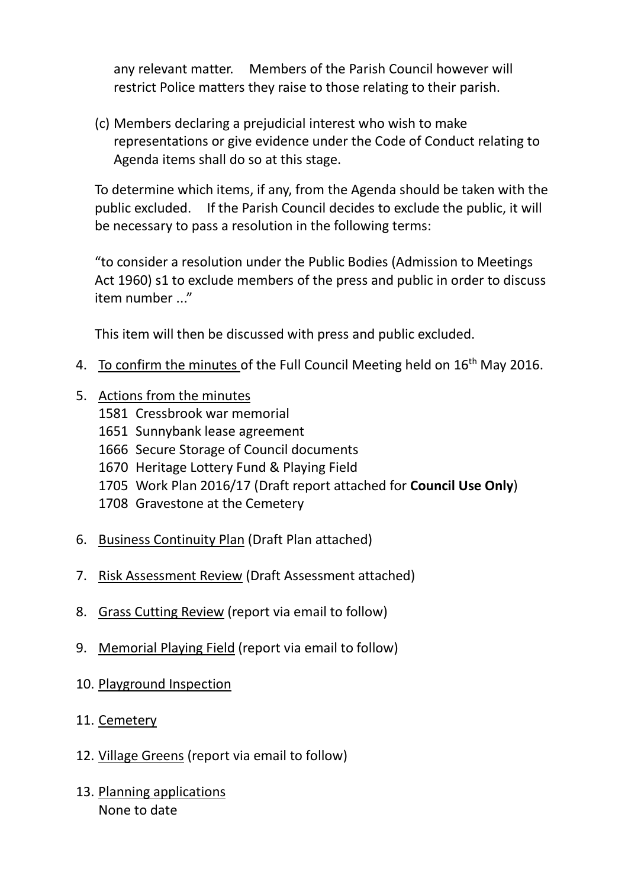any relevant matter. Members of the Parish Council however will restrict Police matters they raise to those relating to their parish.

(c) Members declaring a prejudicial interest who wish to make representations or give evidence under the Code of Conduct relating to Agenda items shall do so at this stage.

To determine which items, if any, from the Agenda should be taken with the public excluded. If the Parish Council decides to exclude the public, it will be necessary to pass a resolution in the following terms:

"to consider a resolution under the Public Bodies (Admission to Meetings Act 1960) s1 to exclude members of the press and public in order to discuss item number ..."

This item will then be discussed with press and public excluded.

4. To confirm the minutes of the Full Council Meeting held on 16th May 2016.

5. Actions from the minutes
   1581 Cressbrook war memorial
   1651 Sunnybank lease agreement
   1666 Secure Storage of Council documents
   1670 Heritage Lottery Fund & Playing Field
   1705 Work Plan 2016/17 (Draft report attached for **Council Use Only**)
   1708 Gravestone at the Cemetery

6. Business Continuity Plan (Draft Plan attached)

7. Risk Assessment Review (Draft Assessment attached)

8. Grass Cutting Review (report via email to follow)

9. Memorial Playing Field (report via email to follow)

10. Playground Inspection

11. Cemetery

12. Village Greens (report via email to follow)

13. Planning applications
    None to date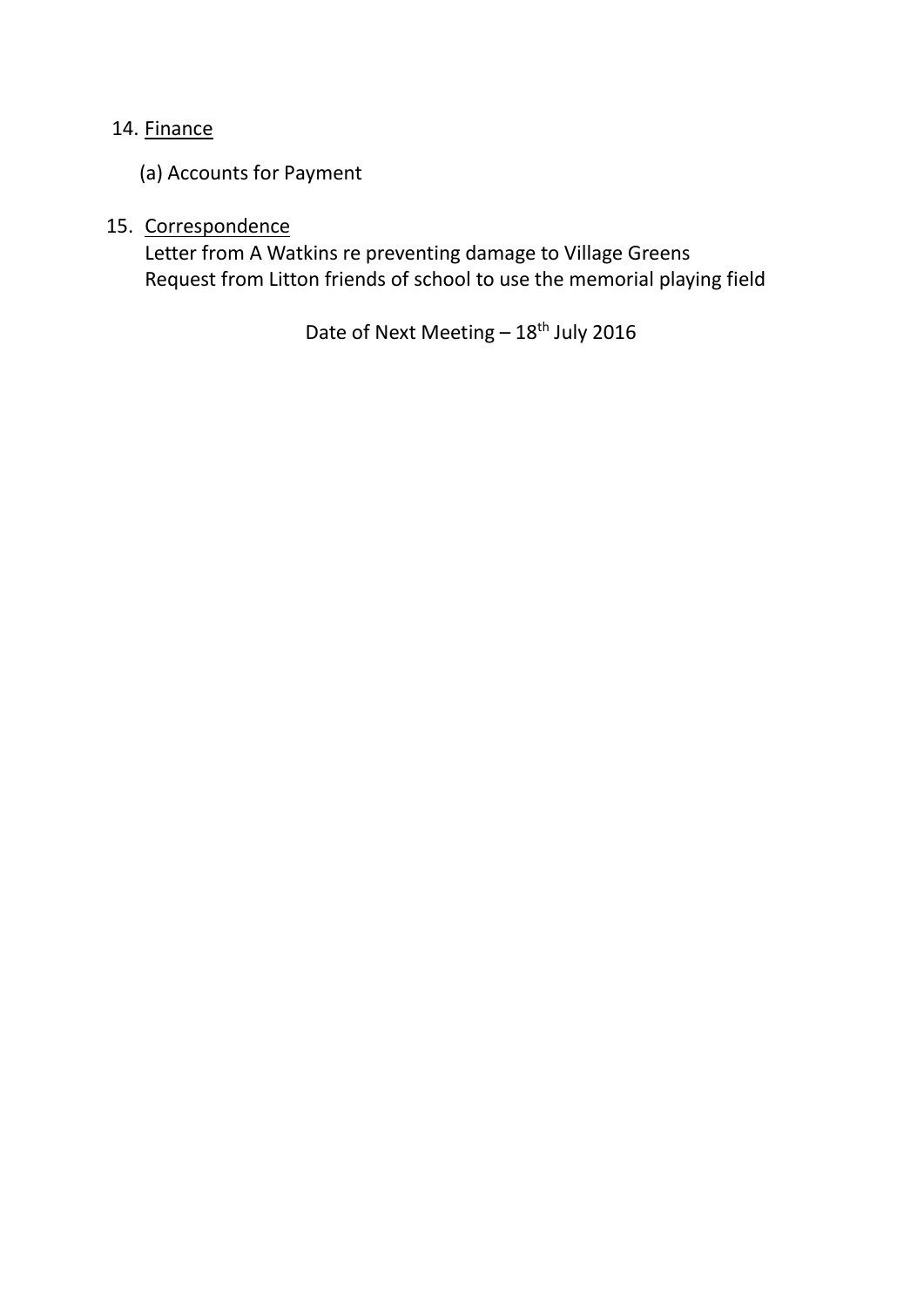14. <u>Finance</u>

    (a) Accounts for Payment

15. <u>Correspondence</u>

    Letter from A Watkins re preventing damage to Village Greens
    Request from Litton friends of school to use the memorial playing field

Date of Next Meeting – 18th July 2016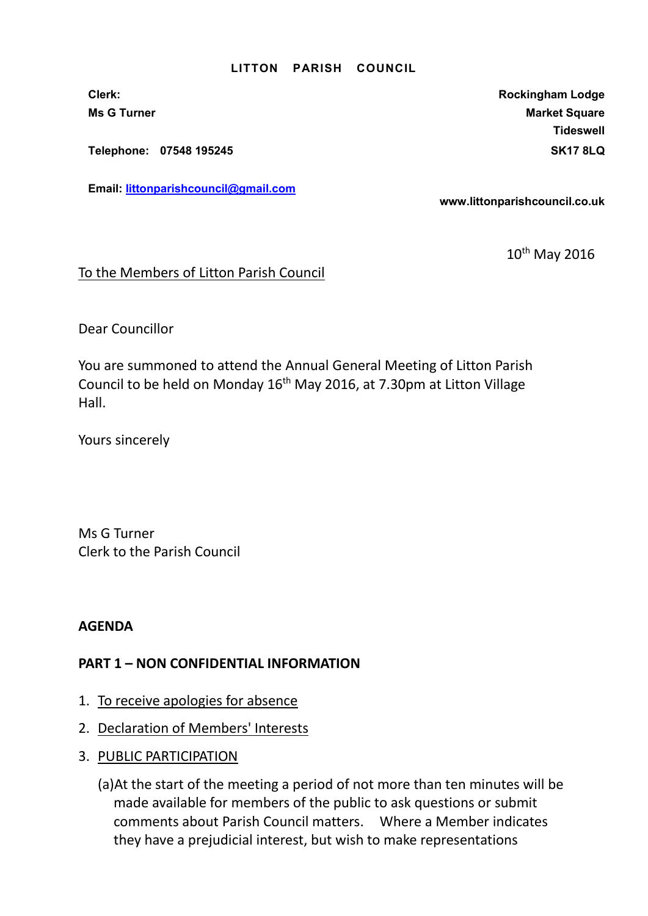**LITTON PARISH COUNCIL**

**Clerk:**
**Ms G Turner**

**Telephone: 07548 195245**

**Email: [littonparishcouncil@gmail.com](mailto:littonparishcouncil@gmail.com)**

**Rockingham Lodge**
**Market Square**
**Tideswell**
**SK17 8LQ**

**www.littonparishcouncil.co.uk**

10th May 2016

To the Members of Litton Parish Council

Dear Councillor

You are summoned to attend the Annual General Meeting of Litton Parish Council to be held on Monday 16th May 2016, at 7.30pm at Litton Village Hall.

Yours sincerely

Ms G Turner
Clerk to the Parish Council

**AGENDA**

**PART 1 – NON CONFIDENTIAL INFORMATION**

1. To receive apologies for absence
2. Declaration of Members' Interests
3. PUBLIC PARTICIPATION

   (a) At the start of the meeting a period of not more than ten minutes will be made available for members of the public to ask questions or submit comments about Parish Council matters. Where a Member indicates they have a prejudicial interest, but wish to make representations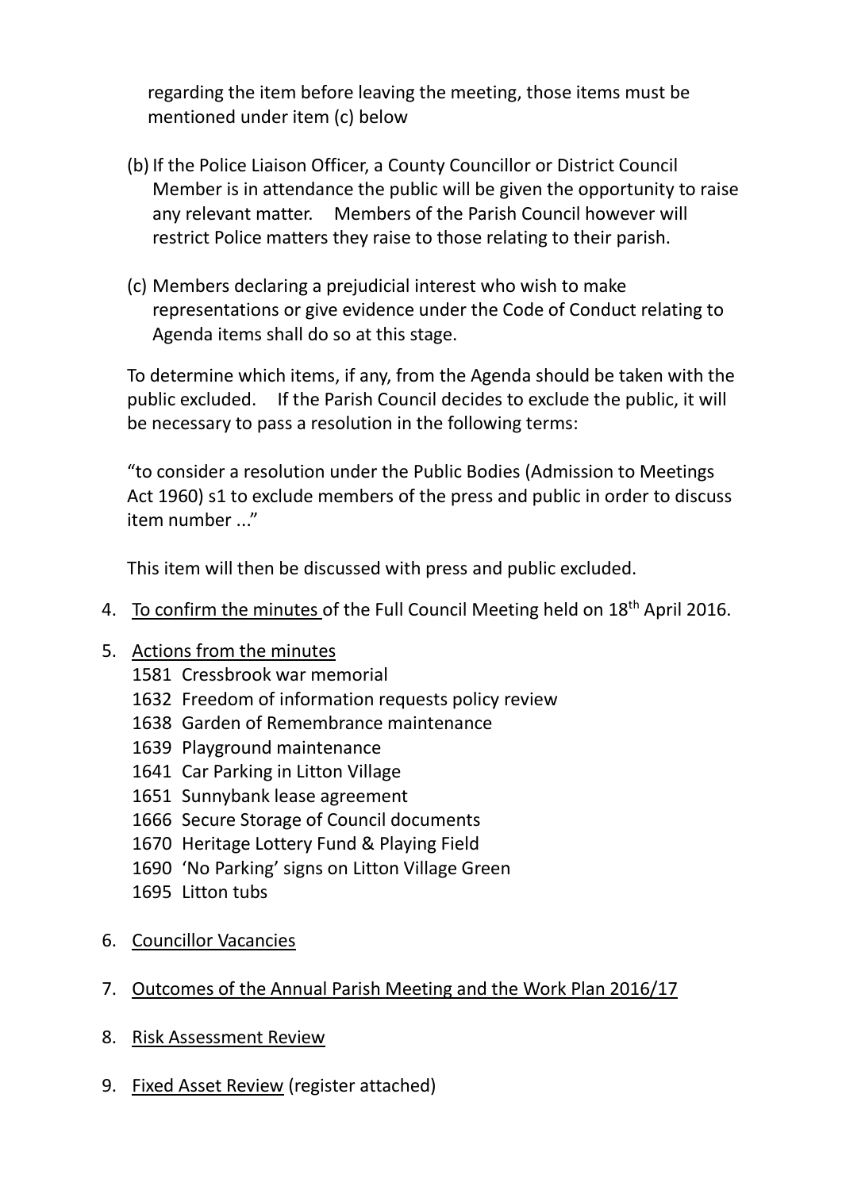regarding the item before leaving the meeting, those items must be mentioned under item (c) below

(b) If the Police Liaison Officer, a County Councillor or District Council Member is in attendance the public will be given the opportunity to raise any relevant matter. Members of the Parish Council however will restrict Police matters they raise to those relating to their parish.

(c) Members declaring a prejudicial interest who wish to make representations or give evidence under the Code of Conduct relating to Agenda items shall do so at this stage.

To determine which items, if any, from the Agenda should be taken with the public excluded. If the Parish Council decides to exclude the public, it will be necessary to pass a resolution in the following terms:

"to consider a resolution under the Public Bodies (Admission to Meetings Act 1960) s1 to exclude members of the press and public in order to discuss item number ..."

This item will then be discussed with press and public excluded.

4. <u>To confirm the minutes</u> of the Full Council Meeting held on 18th April 2016.

5. <u>Actions from the minutes</u>
   - 1581 Cressbrook war memorial
   - 1632 Freedom of information requests policy review
   - 1638 Garden of Remembrance maintenance
   - 1639 Playground maintenance
   - 1641 Car Parking in Litton Village
   - 1651 Sunnybank lease agreement
   - 1666 Secure Storage of Council documents
   - 1670 Heritage Lottery Fund & Playing Field
   - 1690 'No Parking' signs on Litton Village Green
   - 1695 Litton tubs

6. <u>Councillor Vacancies</u>

7. <u>Outcomes of the Annual Parish Meeting and the Work Plan 2016/17</u>

8. <u>Risk Assessment Review</u>

9. <u>Fixed Asset Review</u> (register attached)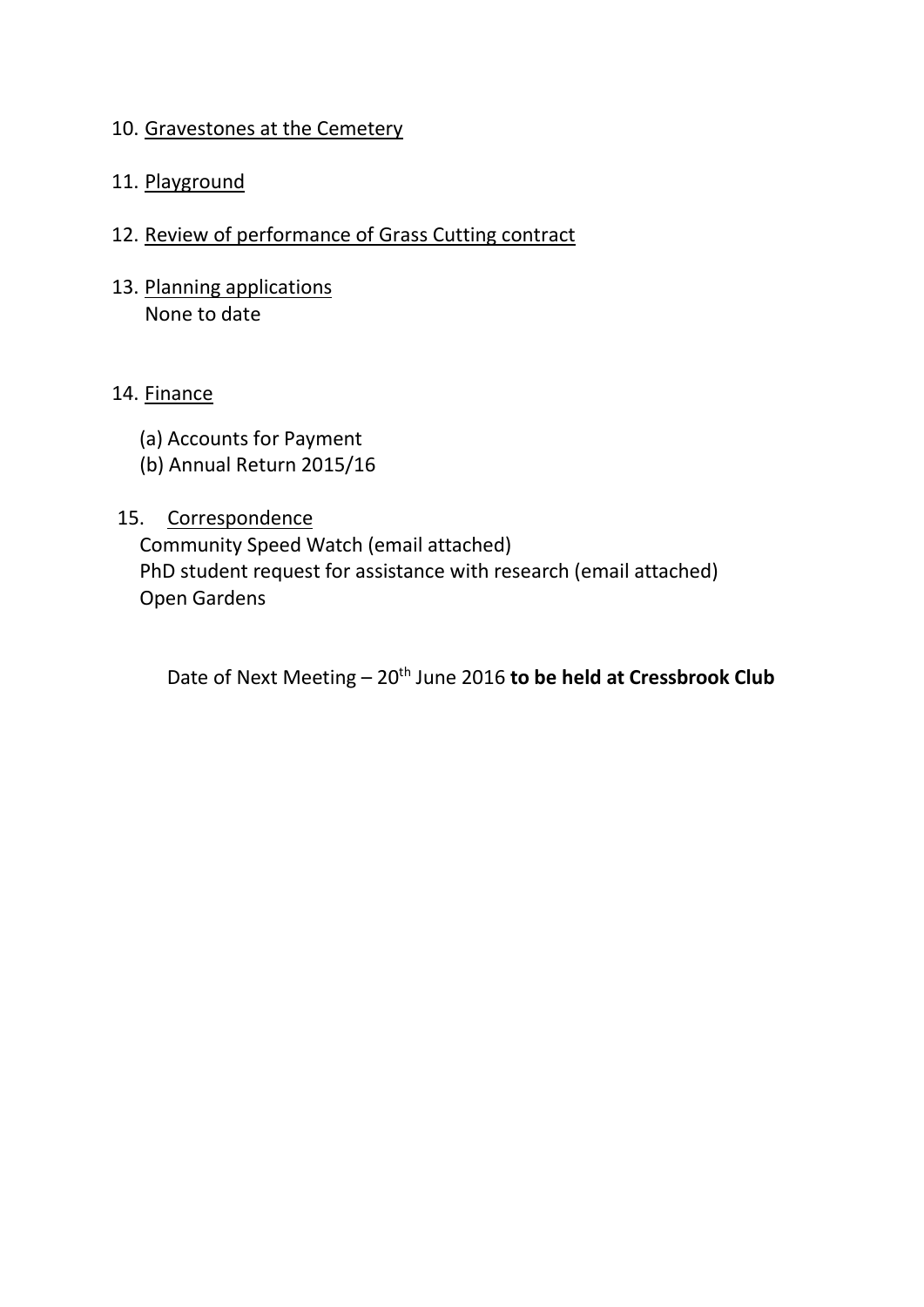10. <u>Gravestones at the Cemetery</u>

11. <u>Playground</u>

12. <u>Review of performance of Grass Cutting contract</u>

13. <u>Planning applications</u>
    None to date

14. <u>Finance</u>

    (a) Accounts for Payment
    (b) Annual Return 2015/16

15. <u>Correspondence</u>
    Community Speed Watch (email attached)
    PhD student request for assistance with research (email attached)
    Open Gardens

Date of Next Meeting – 20th June 2016 **to be held at Cressbrook Club**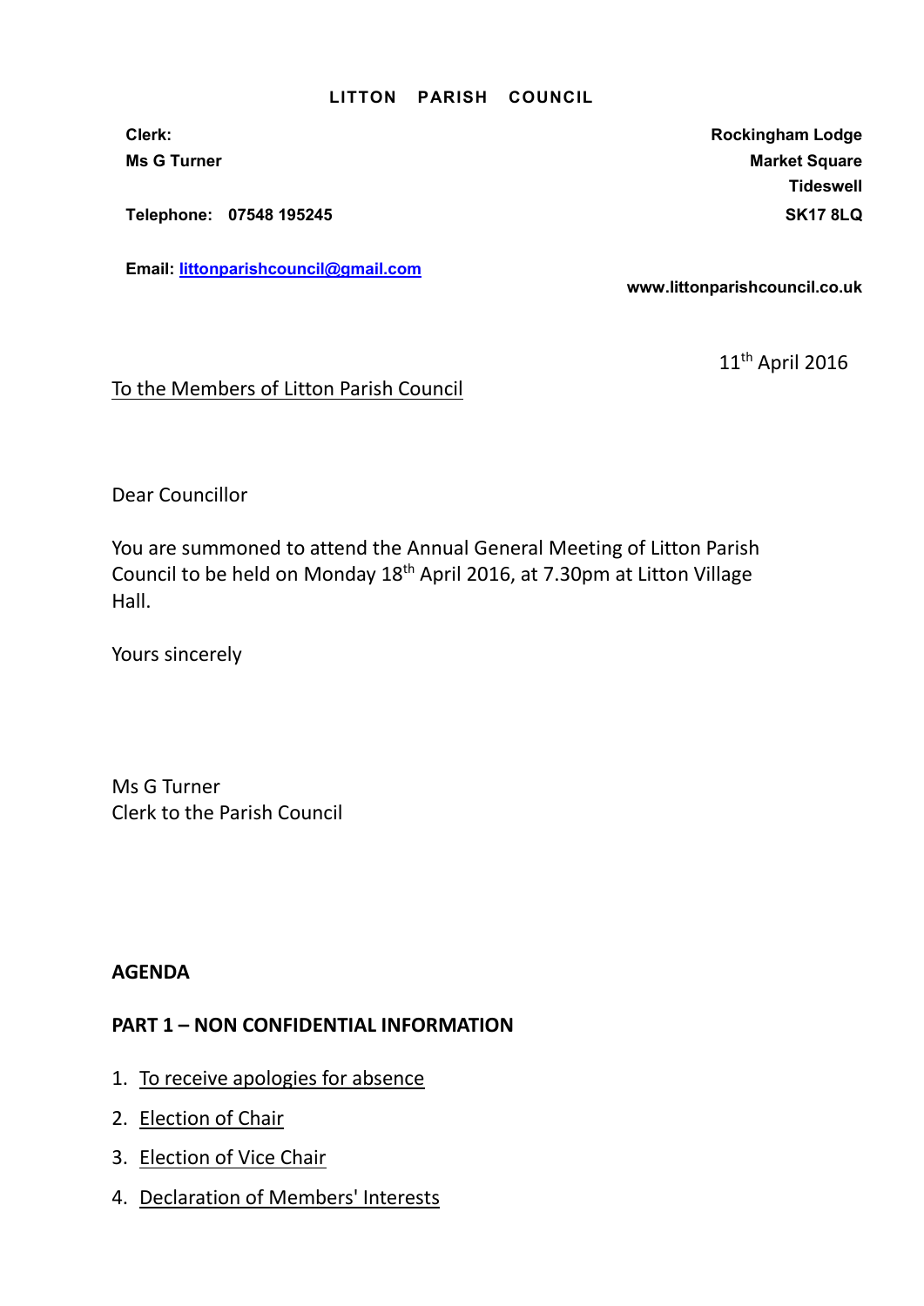**LITTON PARISH COUNCIL**

**Clerk:**
**Ms G Turner**

**Telephone: 07548 195245**

**Email: littonparishcouncil@gmail.com**

**Rockingham Lodge**
**Market Square**
**Tideswell**
**SK17 8LQ**

**www.littonparishcouncil.co.uk**

11th April 2016

To the Members of Litton Parish Council

Dear Councillor

You are summoned to attend the Annual General Meeting of Litton Parish Council to be held on Monday 18th April 2016, at 7.30pm at Litton Village Hall.

Yours sincerely

Ms G Turner
Clerk to the Parish Council

**AGENDA**

**PART 1 – NON CONFIDENTIAL INFORMATION**

1. To receive apologies for absence
2. Election of Chair
3. Election of Vice Chair
4. Declaration of Members' Interests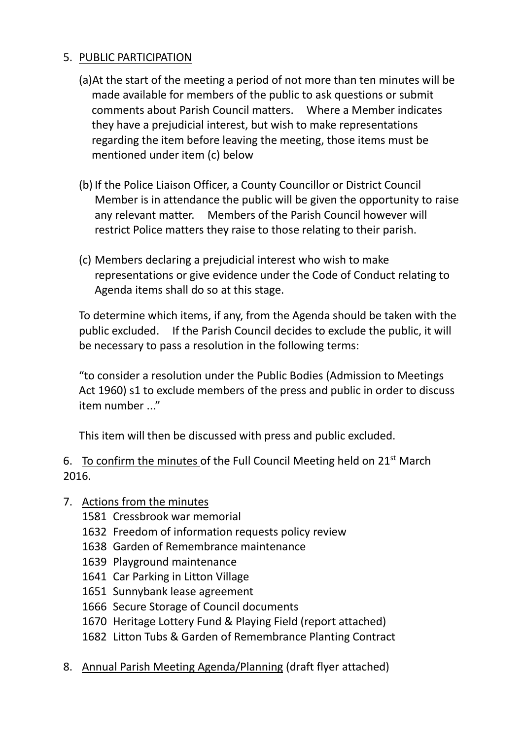5. <u>PUBLIC PARTICIPATION</u>

   (a) At the start of the meeting a period of not more than ten minutes will be made available for members of the public to ask questions or submit comments about Parish Council matters. Where a Member indicates they have a prejudicial interest, but wish to make representations regarding the item before leaving the meeting, those items must be mentioned under item (c) below

   (b) If the Police Liaison Officer, a County Councillor or District Council Member is in attendance the public will be given the opportunity to raise any relevant matter. Members of the Parish Council however will restrict Police matters they raise to those relating to their parish.

   (c) Members declaring a prejudicial interest who wish to make representations or give evidence under the Code of Conduct relating to Agenda items shall do so at this stage.

   To determine which items, if any, from the Agenda should be taken with the public excluded. If the Parish Council decides to exclude the public, it will be necessary to pass a resolution in the following terms:

   "to consider a resolution under the Public Bodies (Admission to Meetings Act 1960) s1 to exclude members of the press and public in order to discuss item number ..."

   This item will then be discussed with press and public excluded.

6. <u>To confirm the minutes</u> of the Full Council Meeting held on 21st March 2016.

7. <u>Actions from the minutes</u>
   - 1581 Cressbrook war memorial
   - 1632 Freedom of information requests policy review
   - 1638 Garden of Remembrance maintenance
   - 1639 Playground maintenance
   - 1641 Car Parking in Litton Village
   - 1651 Sunnybank lease agreement
   - 1666 Secure Storage of Council documents
   - 1670 Heritage Lottery Fund & Playing Field (report attached)
   - 1682 Litton Tubs & Garden of Remembrance Planting Contract

8. <u>Annual Parish Meeting Agenda/Planning</u> (draft flyer attached)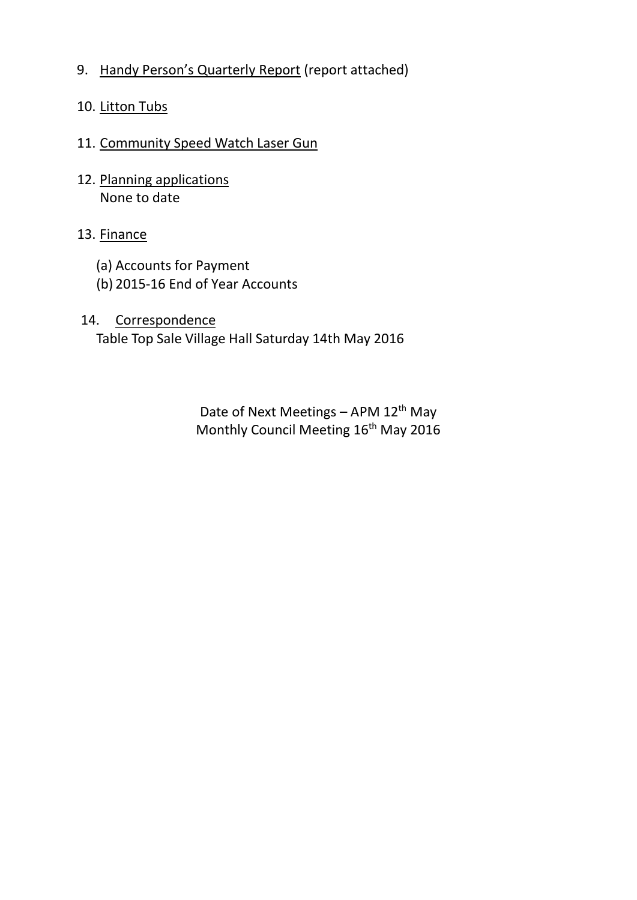9. Handy Person's Quarterly Report (report attached)

10. Litton Tubs

11. Community Speed Watch Laser Gun

12. Planning applications
    None to date

13. Finance

    (a) Accounts for Payment
    (b) 2015-16 End of Year Accounts

14. Correspondence
    Table Top Sale Village Hall Saturday 14th May 2016

Date of Next Meetings – APM 12th May
Monthly Council Meeting 16th May 2016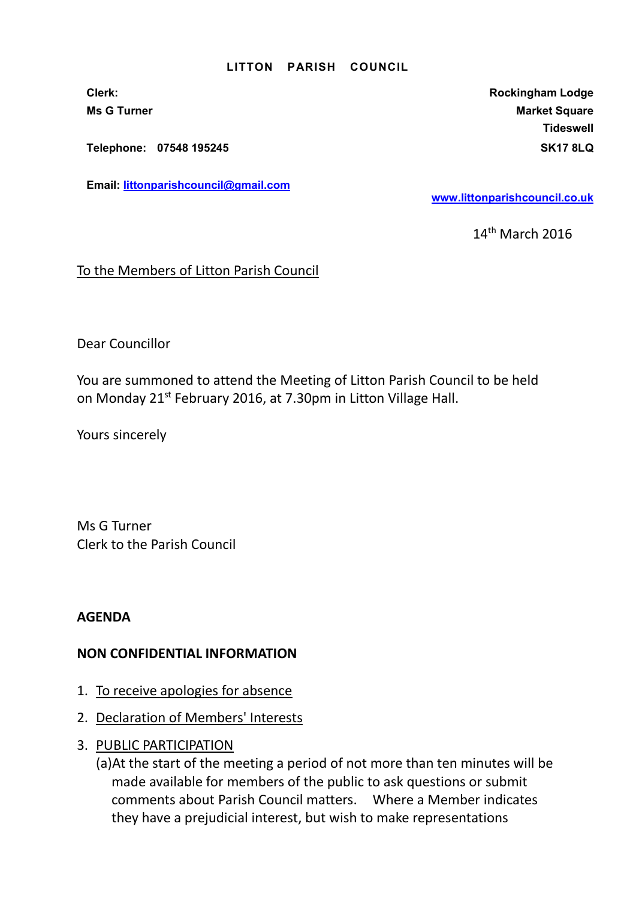**LITTON PARISH COUNCIL**

**Clerk:**
**Ms G Turner**

**Telephone: 07548 195245**

**Email: littonparishcouncil@gmail.com**

**Rockingham Lodge**
**Market Square**
**Tideswell**
**SK17 8LQ**

**www.littonparishcouncil.co.uk**

14th March 2016

To the Members of Litton Parish Council

Dear Councillor

You are summoned to attend the Meeting of Litton Parish Council to be held on Monday 21st February 2016, at 7.30pm in Litton Village Hall.

Yours sincerely

Ms G Turner
Clerk to the Parish Council

**AGENDA**

**NON CONFIDENTIAL INFORMATION**

1. To receive apologies for absence
2. Declaration of Members' Interests
3. PUBLIC PARTICIPATION
   (a)At the start of the meeting a period of not more than ten minutes will be made available for members of the public to ask questions or submit comments about Parish Council matters. Where a Member indicates they have a prejudicial interest, but wish to make representations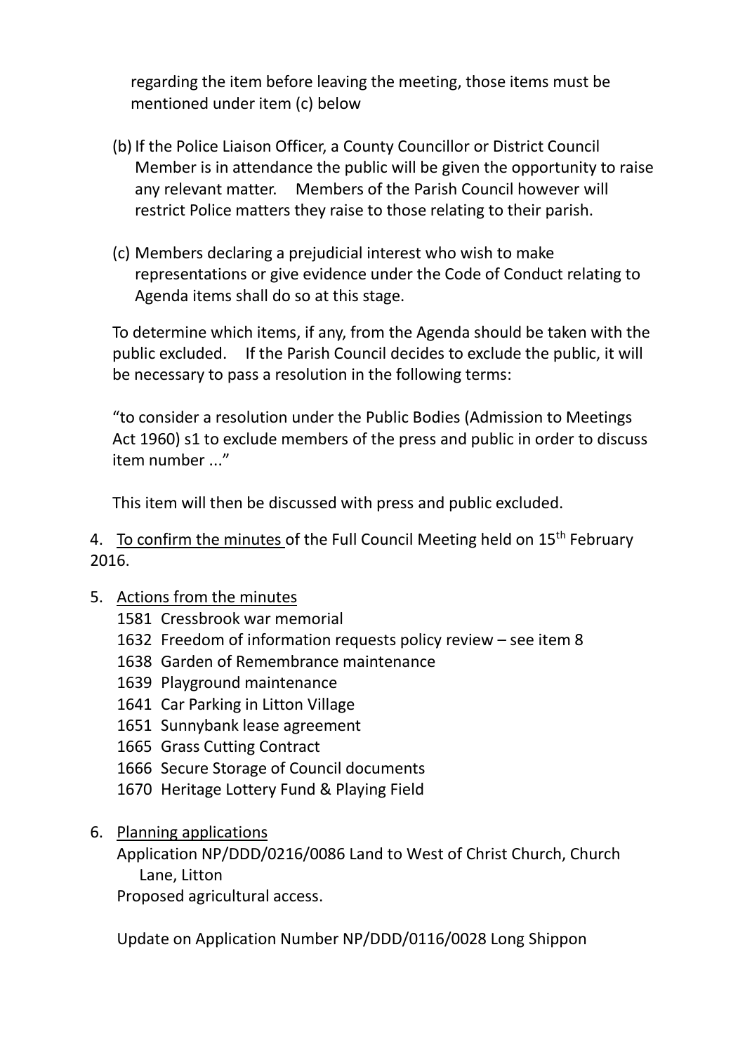regarding the item before leaving the meeting, those items must be mentioned under item (c) below

(b) If the Police Liaison Officer, a County Councillor or District Council Member is in attendance the public will be given the opportunity to raise any relevant matter. Members of the Parish Council however will restrict Police matters they raise to those relating to their parish.

(c) Members declaring a prejudicial interest who wish to make representations or give evidence under the Code of Conduct relating to Agenda items shall do so at this stage.

To determine which items, if any, from the Agenda should be taken with the public excluded. If the Parish Council decides to exclude the public, it will be necessary to pass a resolution in the following terms:

"to consider a resolution under the Public Bodies (Admission to Meetings Act 1960) s1 to exclude members of the press and public in order to discuss item number ..."

This item will then be discussed with press and public excluded.

4. <u>To confirm the minutes</u> of the Full Council Meeting held on 15th February 2016.

5. <u>Actions from the minutes</u>
   - 1581 Cressbrook war memorial
   - 1632 Freedom of information requests policy review – see item 8
   - 1638 Garden of Remembrance maintenance
   - 1639 Playground maintenance
   - 1641 Car Parking in Litton Village
   - 1651 Sunnybank lease agreement
   - 1665 Grass Cutting Contract
   - 1666 Secure Storage of Council documents
   - 1670 Heritage Lottery Fund & Playing Field

6. <u>Planning applications</u>

   Application NP/DDD/0216/0086 Land to West of Christ Church, Church Lane, Litton
   Proposed agricultural access.

   Update on Application Number NP/DDD/0116/0028 Long Shippon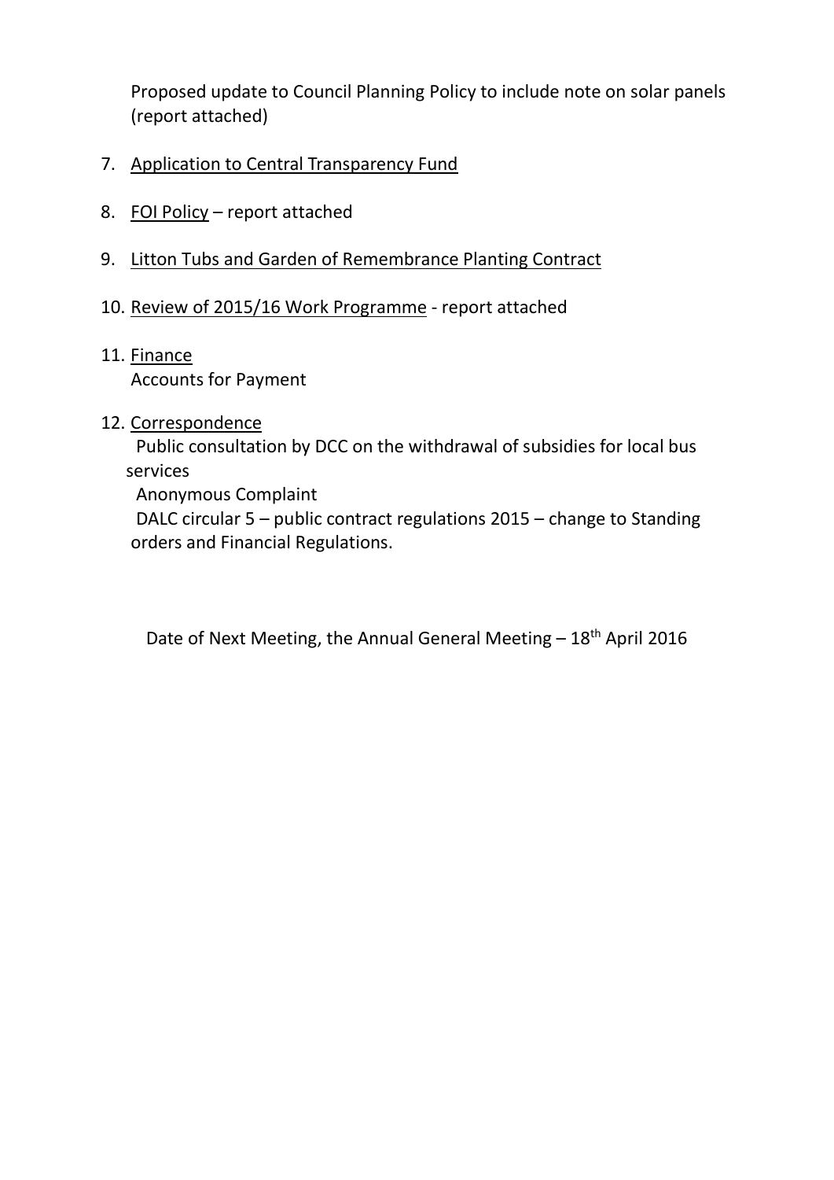Proposed update to Council Planning Policy to include note on solar panels (report attached)

7. Application to Central Transparency Fund

8. FOI Policy – report attached

9. Litton Tubs and Garden of Remembrance Planting Contract

10. Review of 2015/16 Work Programme - report attached

11. Finance
    Accounts for Payment

12. Correspondence
    Public consultation by DCC on the withdrawal of subsidies for local bus services
    Anonymous Complaint
    DALC circular 5 – public contract regulations 2015 – change to Standing orders and Financial Regulations.

Date of Next Meeting, the Annual General Meeting – 18th April 2016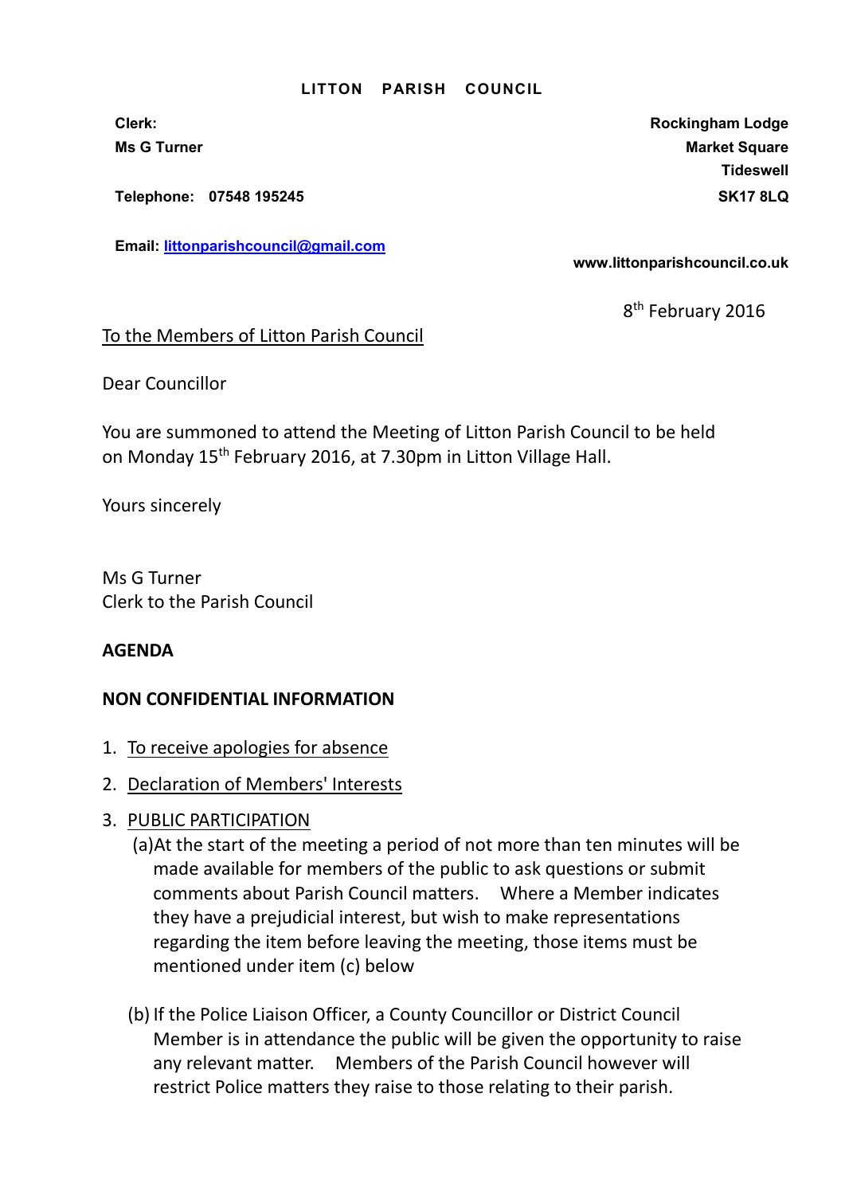**LITTON PARISH COUNCIL**

**Clerk:**
**Ms G Turner**

**Telephone: 07548 195245**

**Email: [littonparishcouncil@gmail.com](mailto:littonparishcouncil@gmail.com)**

**Rockingham Lodge**
**Market Square**
**Tideswell**
**SK17 8LQ**

**www.littonparishcouncil.co.uk**

8th February 2016

To the Members of Litton Parish Council

Dear Councillor

You are summoned to attend the Meeting of Litton Parish Council to be held on Monday 15th February 2016, at 7.30pm in Litton Village Hall.

Yours sincerely

Ms G Turner
Clerk to the Parish Council

**AGENDA**

**NON CONFIDENTIAL INFORMATION**

1. To receive apologies for absence
2. Declaration of Members' Interests
3. PUBLIC PARTICIPATION
   (a) At the start of the meeting a period of not more than ten minutes will be made available for members of the public to ask questions or submit comments about Parish Council matters. Where a Member indicates they have a prejudicial interest, but wish to make representations regarding the item before leaving the meeting, those items must be mentioned under item (c) below

   (b) If the Police Liaison Officer, a County Councillor or District Council Member is in attendance the public will be given the opportunity to raise any relevant matter. Members of the Parish Council however will restrict Police matters they raise to those relating to their parish.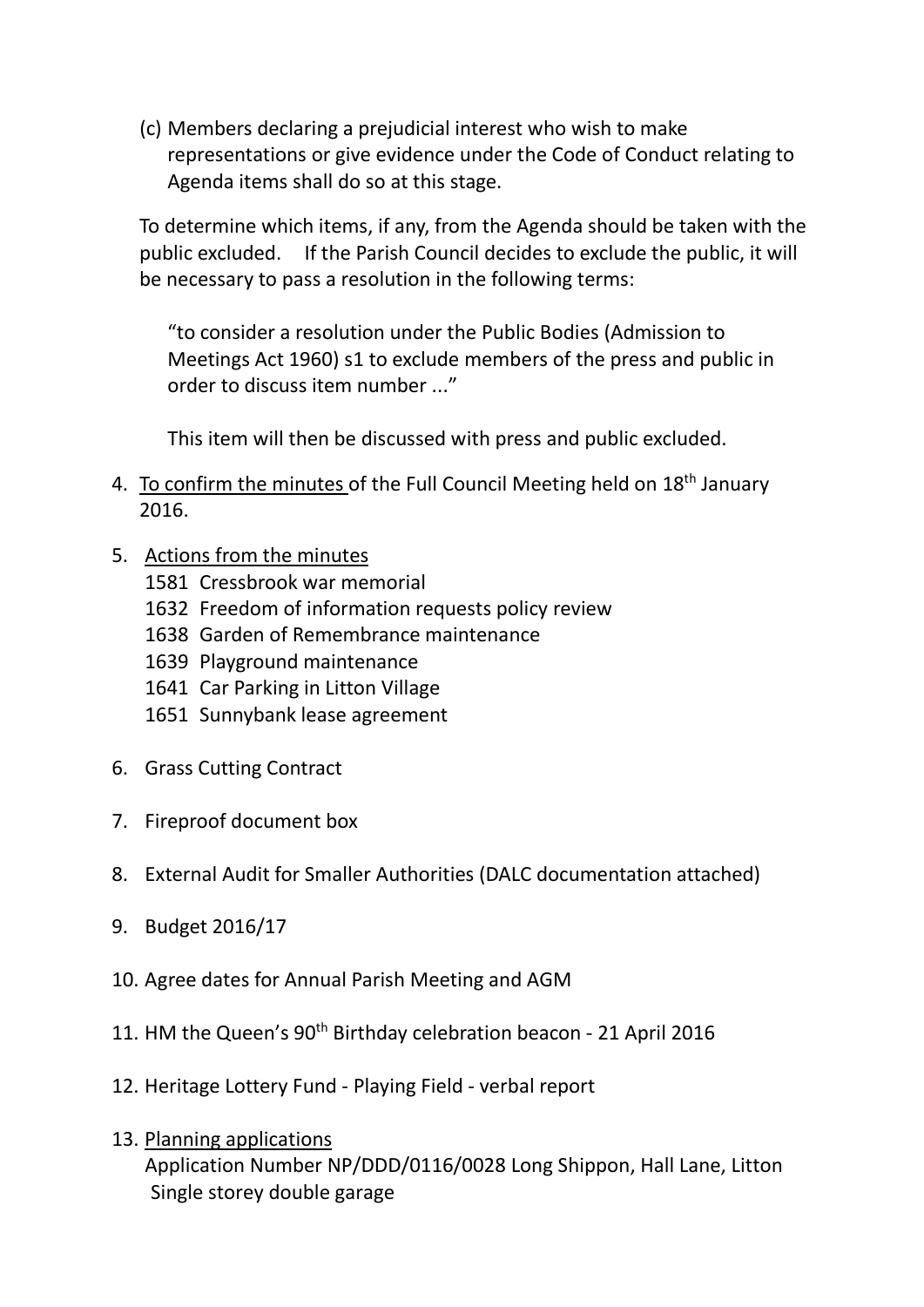(c) Members declaring a prejudicial interest who wish to make representations or give evidence under the Code of Conduct relating to Agenda items shall do so at this stage.

To determine which items, if any, from the Agenda should be taken with the public excluded. If the Parish Council decides to exclude the public, it will be necessary to pass a resolution in the following terms:

"to consider a resolution under the Public Bodies (Admission to Meetings Act 1960) s1 to exclude members of the press and public in order to discuss item number ..."

This item will then be discussed with press and public excluded.

4. To confirm the minutes of the Full Council Meeting held on 18th January 2016.

5. Actions from the minutes
   1581 Cressbrook war memorial
   1632 Freedom of information requests policy review
   1638 Garden of Remembrance maintenance
   1639 Playground maintenance
   1641 Car Parking in Litton Village
   1651 Sunnybank lease agreement

6. Grass Cutting Contract

7. Fireproof document box

8. External Audit for Smaller Authorities (DALC documentation attached)

9. Budget 2016/17

10. Agree dates for Annual Parish Meeting and AGM

11. HM the Queen's 90th Birthday celebration beacon - 21 April 2016

12. Heritage Lottery Fund - Playing Field - verbal report

13. Planning applications
    Application Number NP/DDD/0116/0028 Long Shippon, Hall Lane, Litton
    Single storey double garage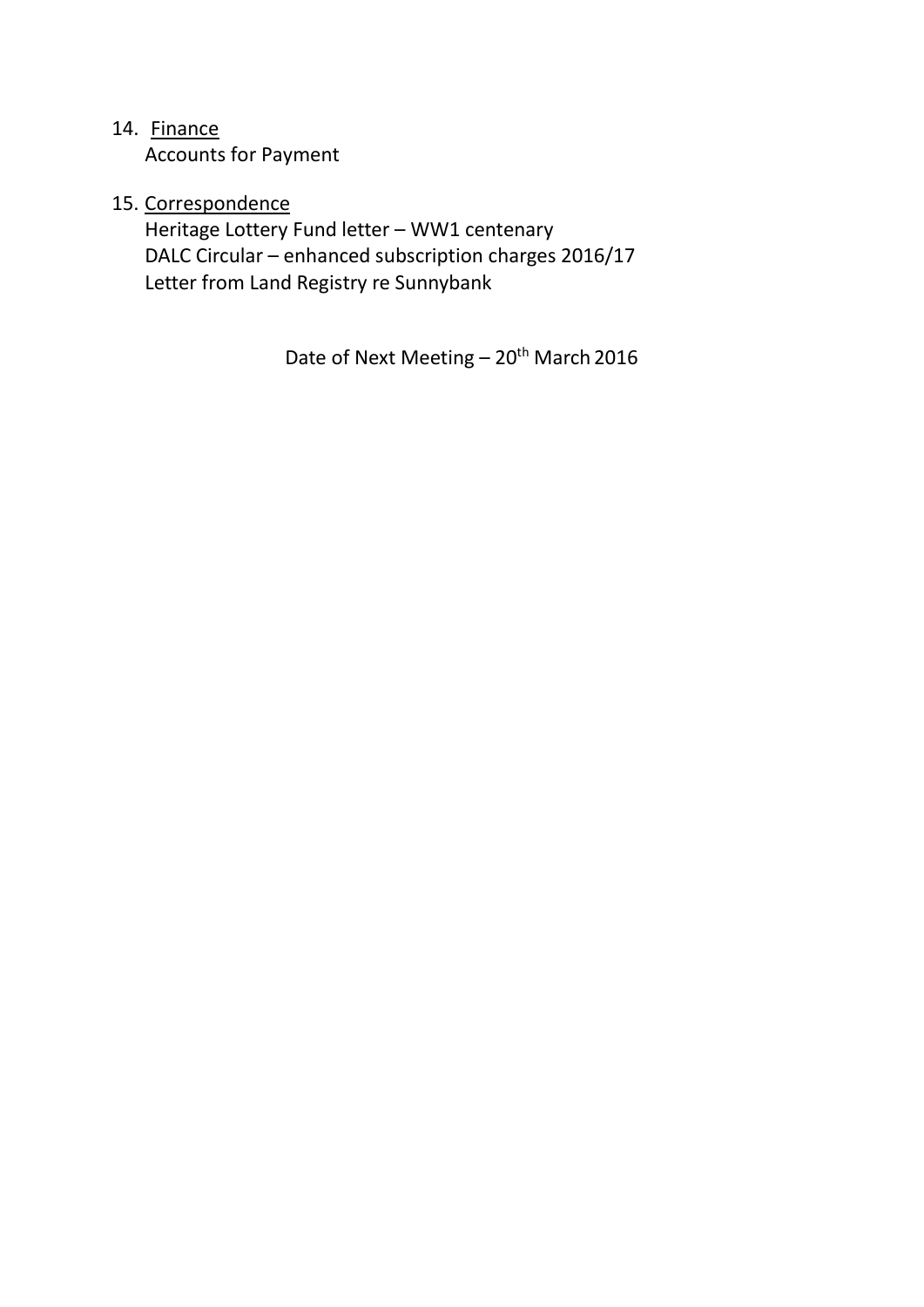14. Finance
    Accounts for Payment

15. Correspondence
    Heritage Lottery Fund letter – WW1 centenary
    DALC Circular – enhanced subscription charges 2016/17
    Letter from Land Registry re Sunnybank

Date of Next Meeting – 20th March 2016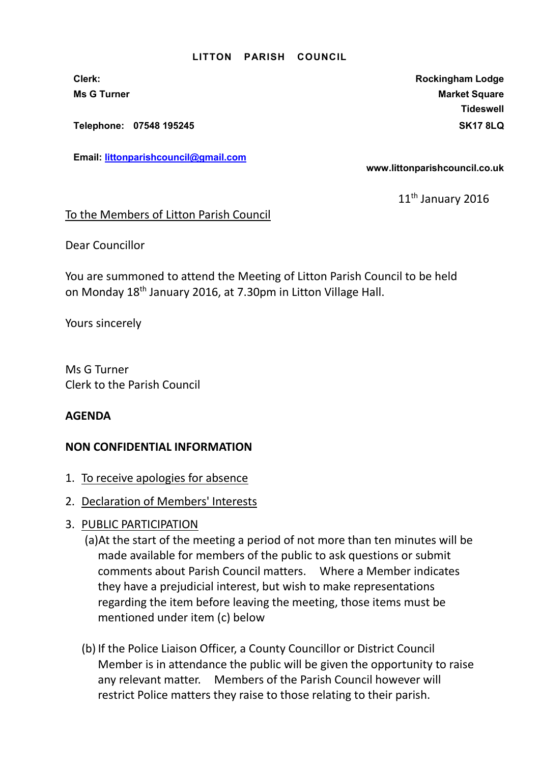**LITTON PARISH COUNCIL**

**Clerk:**
**Ms G Turner**

**Telephone: 07548 195245**

**Email: [littonparishcouncil@gmail.com](mailto:littonparishcouncil@gmail.com)**

**Rockingham Lodge**
**Market Square**
**Tideswell**
**SK17 8LQ**

**www.littonparishcouncil.co.uk**

11th January 2016

To the Members of Litton Parish Council

Dear Councillor

You are summoned to attend the Meeting of Litton Parish Council to be held on Monday 18th January 2016, at 7.30pm in Litton Village Hall.

Yours sincerely

Ms G Turner
Clerk to the Parish Council

**AGENDA**

**NON CONFIDENTIAL INFORMATION**

1. To receive apologies for absence
2. Declaration of Members' Interests
3. PUBLIC PARTICIPATION

   (a) At the start of the meeting a period of not more than ten minutes will be made available for members of the public to ask questions or submit comments about Parish Council matters. Where a Member indicates they have a prejudicial interest, but wish to make representations regarding the item before leaving the meeting, those items must be mentioned under item (c) below

   (b) If the Police Liaison Officer, a County Councillor or District Council Member is in attendance the public will be given the opportunity to raise any relevant matter. Members of the Parish Council however will restrict Police matters they raise to those relating to their parish.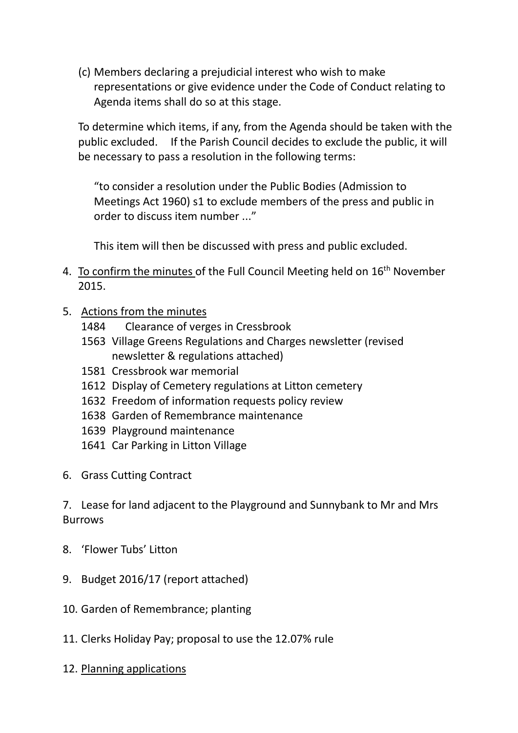(c) Members declaring a prejudicial interest who wish to make representations or give evidence under the Code of Conduct relating to Agenda items shall do so at this stage.

To determine which items, if any, from the Agenda should be taken with the public excluded. If the Parish Council decides to exclude the public, it will be necessary to pass a resolution in the following terms:

> "to consider a resolution under the Public Bodies (Admission to Meetings Act 1960) s1 to exclude members of the press and public in order to discuss item number ..."
>
> This item will then be discussed with press and public excluded.

4. To confirm the minutes of the Full Council Meeting held on 16th November 2015.

5. Actions from the minutes
   - 1484 Clearance of verges in Cressbrook
   - 1563 Village Greens Regulations and Charges newsletter (revised newsletter & regulations attached)
   - 1581 Cressbrook war memorial
   - 1612 Display of Cemetery regulations at Litton cemetery
   - 1632 Freedom of information requests policy review
   - 1638 Garden of Remembrance maintenance
   - 1639 Playground maintenance
   - 1641 Car Parking in Litton Village

6. Grass Cutting Contract

7. Lease for land adjacent to the Playground and Sunnybank to Mr and Mrs Burrows

8. 'Flower Tubs' Litton

9. Budget 2016/17 (report attached)

10. Garden of Remembrance; planting

11. Clerks Holiday Pay; proposal to use the 12.07% rule

12. Planning applications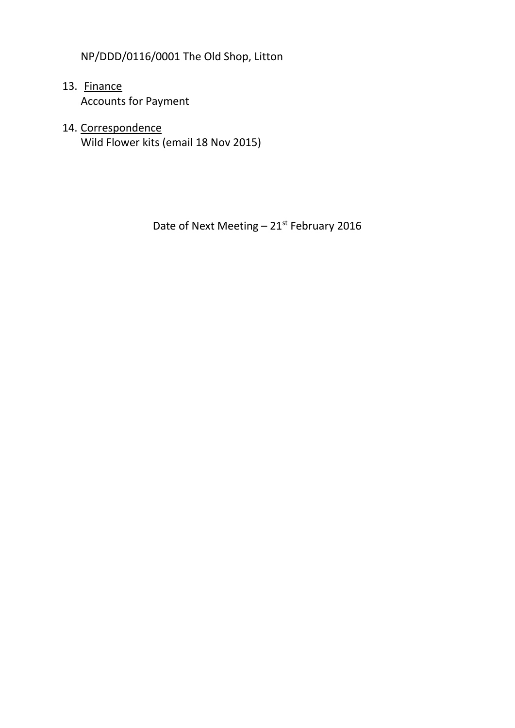NP/DDD/0116/0001 The Old Shop, Litton

13. Finance
    Accounts for Payment

14. Correspondence
    Wild Flower kits (email 18 Nov 2015)

Date of Next Meeting – 21st February 2016